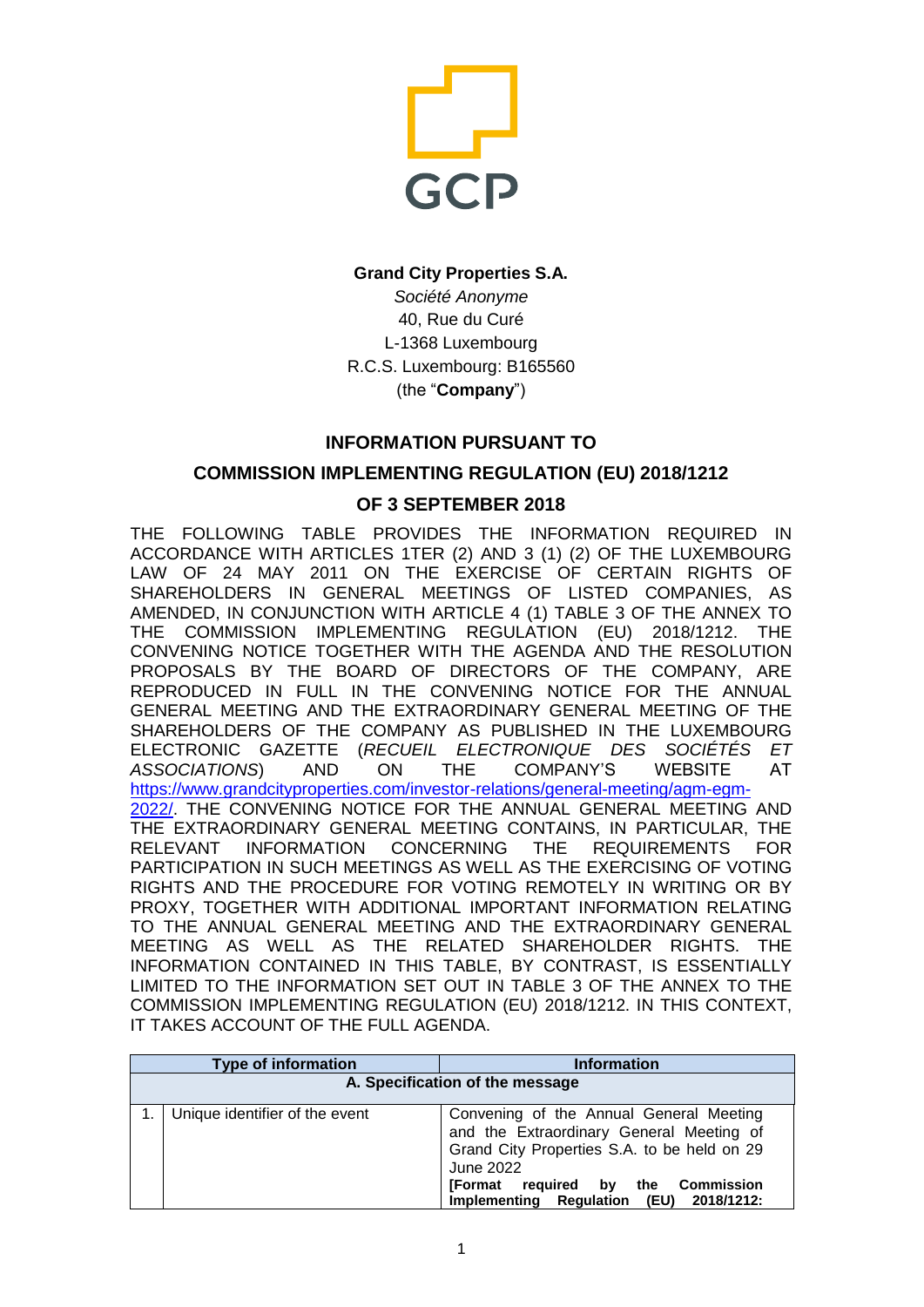GCP

**Grand City Properties S.A.**

*Société Anonyme*

40, Rue du Curé

L-1368 Luxembourg

R.C.S. Luxembourg: B165560

(the "**Company**")

## INFORMATION PURSUANT TO COMMISSION IMPLEMENTING REGULATION (EU) 2018/1212 OF 3 SEPTEMBER 2018

THE FOLLOWING TABLE PROVIDES THE INFORMATION REQUIRED IN ACCORDANCE WITH ARTICLES 1TER (2) AND 3 (1) (2) OF THE LUXEMBOURG LAW OF 24 MAY 2011 ON THE EXERCISE OF CERTAIN RIGHTS OF SHAREHOLDERS IN GENERAL MEETINGS OF LISTED COMPANIES, AS AMENDED, IN CONJUNCTION WITH ARTICLE 4 (1) TABLE 3 OF THE ANNEX TO THE COMMISSION IMPLEMENTING REGULATION (EU) 2018/1212. THE CONVENING NOTICE TOGETHER WITH THE AGENDA AND THE RESOLUTION PROPOSALS BY THE BOARD OF DIRECTORS OF THE COMPANY, ARE REPRODUCED IN FULL IN THE CONVENING NOTICE FOR THE ANNUAL GENERAL MEETING AND THE EXTRAORDINARY GENERAL MEETING OF THE SHAREHOLDERS OF THE COMPANY AS PUBLISHED IN THE LUXEMBOURG ELECTRONIC GAZETTE (*RECUEIL ELECTRONIQUE DES SOCIÉTÉS ET ASSOCIATIONS*) AND ON THE COMPANY'S WEBSITE AT https://www.grandcityproperties.com/investor-relations/general-meeting/agm-egm-2022/. THE CONVENING NOTICE FOR THE ANNUAL GENERAL MEETING AND THE EXTRAORDINARY GENERAL MEETING CONTAINS, IN PARTICULAR, THE RELEVANT INFORMATION CONCERNING THE REQUIREMENTS FOR PARTICIPATION IN SUCH MEETINGS AS WELL AS THE EXERCISING OF VOTING RIGHTS AND THE PROCEDURE FOR VOTING REMOTELY IN WRITING OR BY PROXY, TOGETHER WITH ADDITIONAL IMPORTANT INFORMATION RELATING TO THE ANNUAL GENERAL MEETING AND THE EXTRAORDINARY GENERAL MEETING AS WELL AS THE RELATED SHAREHOLDER RIGHTS. THE INFORMATION CONTAINED IN THIS TABLE, BY CONTRAST, IS ESSENTIALLY LIMITED TO THE INFORMATION SET OUT IN TABLE 3 OF THE ANNEX TO THE COMMISSION IMPLEMENTING REGULATION (EU) 2018/1212. IN THIS CONTEXT, IT TAKES ACCOUNT OF THE FULL AGENDA.

| | Type of information | Information |
|---|---|---|
| **A. Specification of the message** | | |
| 1. | Unique identifier of the event | Convening of the Annual General Meeting and the Extraordinary General Meeting of Grand City Properties S.A. to be held on 29 June 2022 **[Format required by the Commission Implementing Regulation (EU) 2018/1212:** |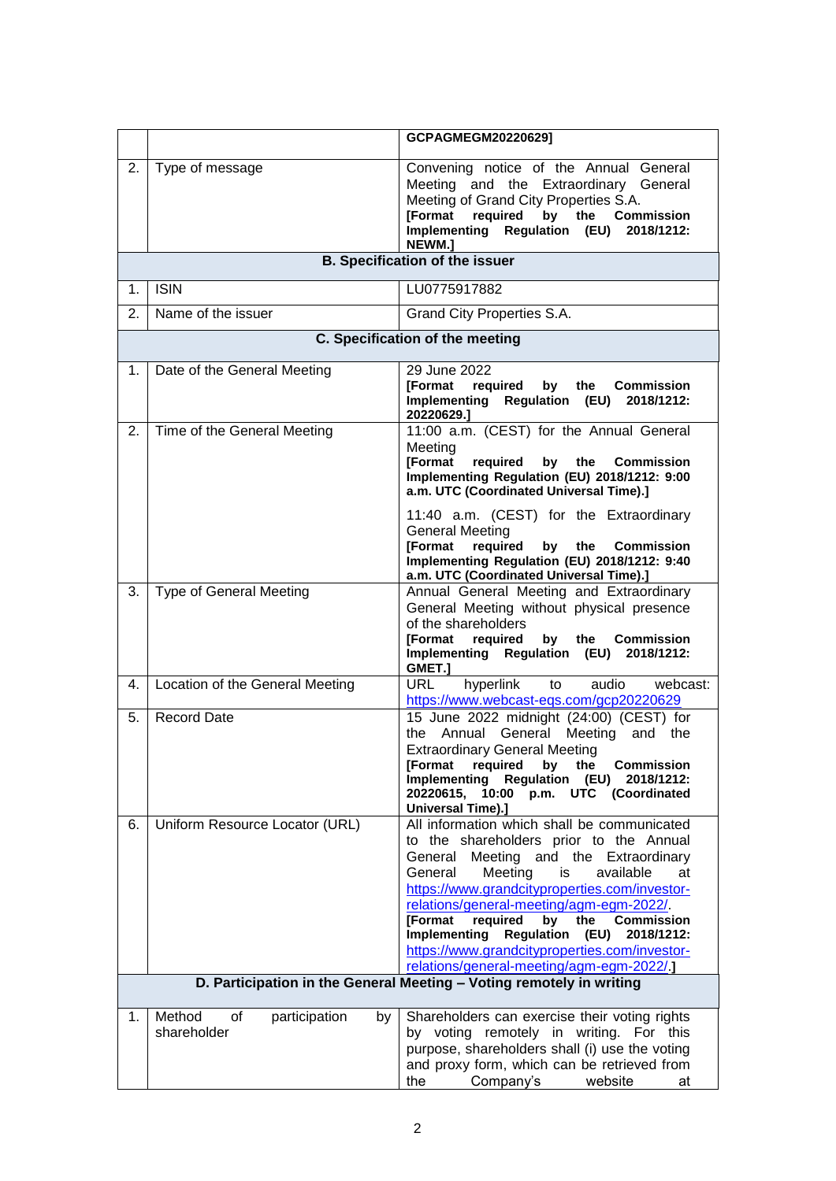| | | |
|---|---|---|
| | | **GCPAGMEGM20220629]** |
| 2. | Type of message | Convening notice of the Annual General Meeting and the Extraordinary General Meeting of Grand City Properties S.A. **[Format required by the Commission Implementing Regulation (EU) 2018/1212: NEWM.]** |
| | **B. Specification of the issuer** | |
| 1. | ISIN | LU0775917882 |
| 2. | Name of the issuer | Grand City Properties S.A. |
| | **C. Specification of the meeting** | |
| 1. | Date of the General Meeting | 29 June 2022 **[Format required by the Commission Implementing Regulation (EU) 2018/1212: 20220629.]** |
| 2. | Time of the General Meeting | 11:00 a.m. (CEST) for the Annual General Meeting **[Format required by the Commission Implementing Regulation (EU) 2018/1212: 9:00 a.m. UTC (Coordinated Universal Time).]**<br><br>11:40 a.m. (CEST) for the Extraordinary General Meeting **[Format required by the Commission Implementing Regulation (EU) 2018/1212: 9:40 a.m. UTC (Coordinated Universal Time).]** |
| 3. | Type of General Meeting | Annual General Meeting and Extraordinary General Meeting without physical presence of the shareholders **[Format required by the Commission Implementing Regulation (EU) 2018/1212: GMET.]** |
| 4. | Location of the General Meeting | URL hyperlink to audio webcast: https://www.webcast-eqs.com/gcp20220629 |
| 5. | Record Date | 15 June 2022 midnight (24:00) (CEST) for the Annual General Meeting and the Extraordinary General Meeting **[Format required by the Commission Implementing Regulation (EU) 2018/1212: 20220615, 10:00 p.m. UTC (Coordinated Universal Time).]** |
| 6. | Uniform Resource Locator (URL) | All information which shall be communicated to the shareholders prior to the Annual General Meeting and the Extraordinary General Meeting is available at https://www.grandcityproperties.com/investor-relations/general-meeting/agm-egm-2022/. **[Format required by the Commission Implementing Regulation (EU) 2018/1212: https://www.grandcityproperties.com/investor-relations/general-meeting/agm-egm-2022/.]** |
| | **D. Participation in the General Meeting – Voting remotely in writing** | |
| 1. | Method of participation by shareholder | Shareholders can exercise their voting rights by voting remotely in writing. For this purpose, shareholders shall (i) use the voting and proxy form, which can be retrieved from the Company's website at |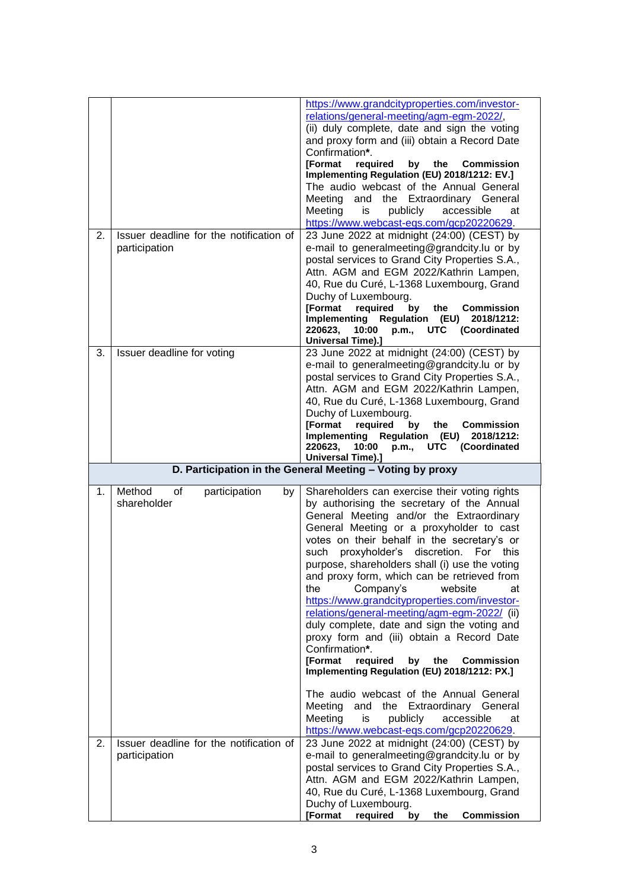| | | |
|---|---|---|
| | | https://www.grandcityproperties.com/investor-relations/general-meeting/agm-egm-2022/, (ii) duly complete, date and sign the voting and proxy form and (iii) obtain a Record Date Confirmation*. **[Format required by the Commission Implementing Regulation (EU) 2018/1212: EV.]** The audio webcast of the Annual General Meeting and the Extraordinary General Meeting is publicly accessible at https://www.webcast-eqs.com/gcp20220629. |
| 2. | Issuer deadline for the notification of participation | 23 June 2022 at midnight (24:00) (CEST) by e-mail to generalmeeting@grandcity.lu or by postal services to Grand City Properties S.A., Attn. AGM and EGM 2022/Kathrin Lampen, 40, Rue du Curé, L-1368 Luxembourg, Grand Duchy of Luxembourg. **[Format required by the Commission Implementing Regulation (EU) 2018/1212: 220623, 10:00 p.m., UTC (Coordinated Universal Time).]** |
| 3. | Issuer deadline for voting | 23 June 2022 at midnight (24:00) (CEST) by e-mail to generalmeeting@grandcity.lu or by postal services to Grand City Properties S.A., Attn. AGM and EGM 2022/Kathrin Lampen, 40, Rue du Curé, L-1368 Luxembourg, Grand Duchy of Luxembourg. **[Format required by the Commission Implementing Regulation (EU) 2018/1212: 220623, 10:00 p.m., UTC (Coordinated Universal Time).]** |
| **D. Participation in the General Meeting – Voting by proxy** | | |
| 1. | Method of participation by shareholder | Shareholders can exercise their voting rights by authorising the secretary of the Annual General Meeting and/or the Extraordinary General Meeting or a proxyholder to cast votes on their behalf in the secretary's or such proxyholder's discretion. For this purpose, shareholders shall (i) use the voting and proxy form, which can be retrieved from the Company's website at https://www.grandcityproperties.com/investor-relations/general-meeting/agm-egm-2022/ (ii) duly complete, date and sign the voting and proxy form and (iii) obtain a Record Date Confirmation*. **[Format required by the Commission Implementing Regulation (EU) 2018/1212: PX.]**<br><br>The audio webcast of the Annual General Meeting and the Extraordinary General Meeting is publicly accessible at https://www.webcast-eqs.com/gcp20220629. |
| 2. | Issuer deadline for the notification of participation | 23 June 2022 at midnight (24:00) (CEST) by e-mail to generalmeeting@grandcity.lu or by postal services to Grand City Properties S.A., Attn. AGM and EGM 2022/Kathrin Lampen, 40, Rue du Curé, L-1368 Luxembourg, Grand Duchy of Luxembourg. **[Format required by the Commission** |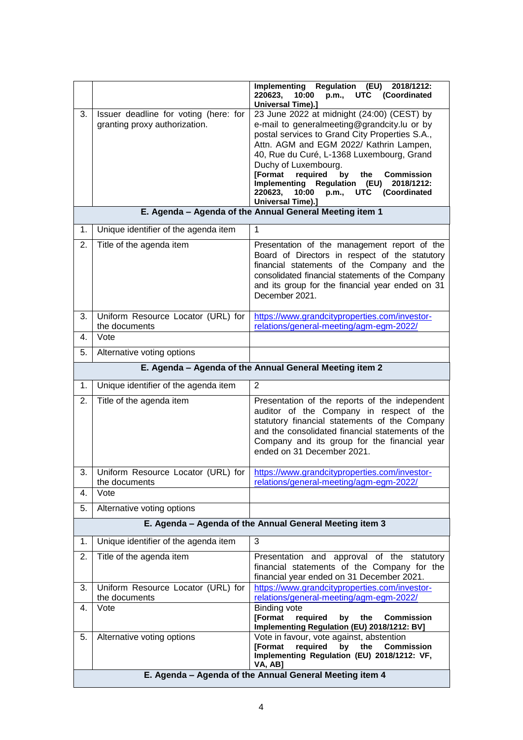| | | |
|---|---|---|
| | | **Implementing Regulation (EU) 2018/1212: 220623, 10:00 p.m., UTC (Coordinated Universal Time).]** |
| 3. | Issuer deadline for voting (here: for granting proxy authorization. | 23 June 2022 at midnight (24:00) (CEST) by e-mail to generalmeeting@grandcity.lu or by postal services to Grand City Properties S.A., Attn. AGM and EGM 2022/ Kathrin Lampen, 40, Rue du Curé, L-1368 Luxembourg, Grand Duchy of Luxembourg. **[Format required by the Commission Implementing Regulation (EU) 2018/1212: 220623, 10:00 p.m., UTC (Coordinated Universal Time).]** |
| **E. Agenda – Agenda of the Annual General Meeting item 1** | | |
| 1. | Unique identifier of the agenda item | 1 |
| 2. | Title of the agenda item | Presentation of the management report of the Board of Directors in respect of the statutory financial statements of the Company and the consolidated financial statements of the Company and its group for the financial year ended on 31 December 2021. |
| 3. | Uniform Resource Locator (URL) for the documents | https://www.grandcityproperties.com/investor-relations/general-meeting/agm-egm-2022/ |
| 4. | Vote | |
| 5. | Alternative voting options | |
| **E. Agenda – Agenda of the Annual General Meeting item 2** | | |
| 1. | Unique identifier of the agenda item | 2 |
| 2. | Title of the agenda item | Presentation of the reports of the independent auditor of the Company in respect of the statutory financial statements of the Company and the consolidated financial statements of the Company and its group for the financial year ended on 31 December 2021. |
| 3. | Uniform Resource Locator (URL) for the documents | https://www.grandcityproperties.com/investor-relations/general-meeting/agm-egm-2022/ |
| 4. | Vote | |
| 5. | Alternative voting options | |
| **E. Agenda – Agenda of the Annual General Meeting item 3** | | |
| 1. | Unique identifier of the agenda item | 3 |
| 2. | Title of the agenda item | Presentation and approval of the statutory financial statements of the Company for the financial year ended on 31 December 2021. |
| 3. | Uniform Resource Locator (URL) for the documents | https://www.grandcityproperties.com/investor-relations/general-meeting/agm-egm-2022/ |
| 4. | Vote | Binding vote **[Format required by the Commission Implementing Regulation (EU) 2018/1212: BV]** |
| 5. | Alternative voting options | Vote in favour, vote against, abstention **[Format required by the Commission Implementing Regulation (EU) 2018/1212: VF, VA, AB]** |
| **E. Agenda – Agenda of the Annual General Meeting item 4** | | |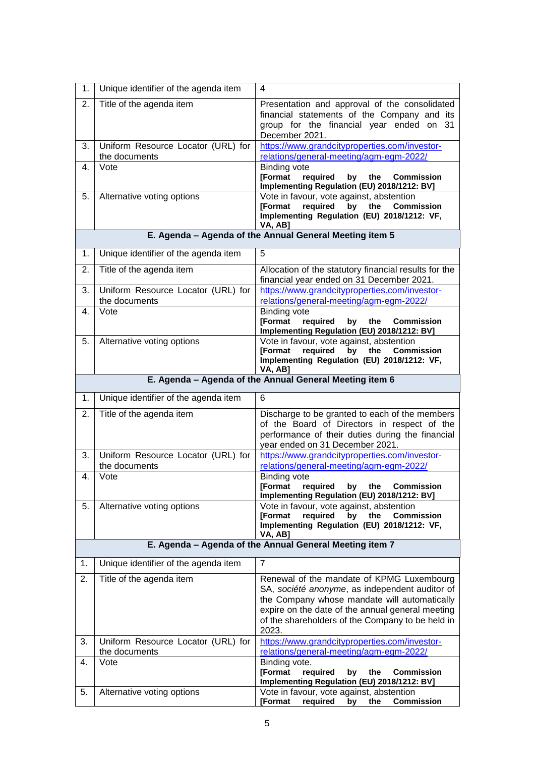| 1. | Unique identifier of the agenda item | 4 |
|---|---|---|
| 2. | Title of the agenda item | Presentation and approval of the consolidated financial statements of the Company and its group for the financial year ended on 31 December 2021. |
| 3. | Uniform Resource Locator (URL) for the documents | https://www.grandcityproperties.com/investor-relations/general-meeting/agm-egm-2022/ |
| 4. | Vote | Binding vote **[Format required by the Commission Implementing Regulation (EU) 2018/1212: BV]** |
| 5. | Alternative voting options | Vote in favour, vote against, abstention **[Format required by the Commission Implementing Regulation (EU) 2018/1212: VF, VA, AB]** |

**E. Agenda – Agenda of the Annual General Meeting item 5**

| 1. | Unique identifier of the agenda item | 5 |
|---|---|---|
| 2. | Title of the agenda item | Allocation of the statutory financial results for the financial year ended on 31 December 2021. |
| 3. | Uniform Resource Locator (URL) for the documents | https://www.grandcityproperties.com/investor-relations/general-meeting/agm-egm-2022/ |
| 4. | Vote | Binding vote **[Format required by the Commission Implementing Regulation (EU) 2018/1212: BV]** |
| 5. | Alternative voting options | Vote in favour, vote against, abstention **[Format required by the Commission Implementing Regulation (EU) 2018/1212: VF, VA, AB]** |

**E. Agenda – Agenda of the Annual General Meeting item 6**

| 1. | Unique identifier of the agenda item | 6 |
|---|---|---|
| 2. | Title of the agenda item | Discharge to be granted to each of the members of the Board of Directors in respect of the performance of their duties during the financial year ended on 31 December 2021. |
| 3. | Uniform Resource Locator (URL) for the documents | https://www.grandcityproperties.com/investor-relations/general-meeting/agm-egm-2022/ |
| 4. | Vote | Binding vote **[Format required by the Commission Implementing Regulation (EU) 2018/1212: BV]** |
| 5. | Alternative voting options | Vote in favour, vote against, abstention **[Format required by the Commission Implementing Regulation (EU) 2018/1212: VF, VA, AB]** |

**E. Agenda – Agenda of the Annual General Meeting item 7**

| 1. | Unique identifier of the agenda item | 7 |
|---|---|---|
| 2. | Title of the agenda item | Renewal of the mandate of KPMG Luxembourg SA, *société anonyme*, as independent auditor of the Company whose mandate will automatically expire on the date of the annual general meeting of the shareholders of the Company to be held in 2023. |
| 3. | Uniform Resource Locator (URL) for the documents | https://www.grandcityproperties.com/investor-relations/general-meeting/agm-egm-2022/ |
| 4. | Vote | Binding vote. **[Format required by the Commission Implementing Regulation (EU) 2018/1212: BV]** |
| 5. | Alternative voting options | Vote in favour, vote against, abstention **[Format required by the Commission** |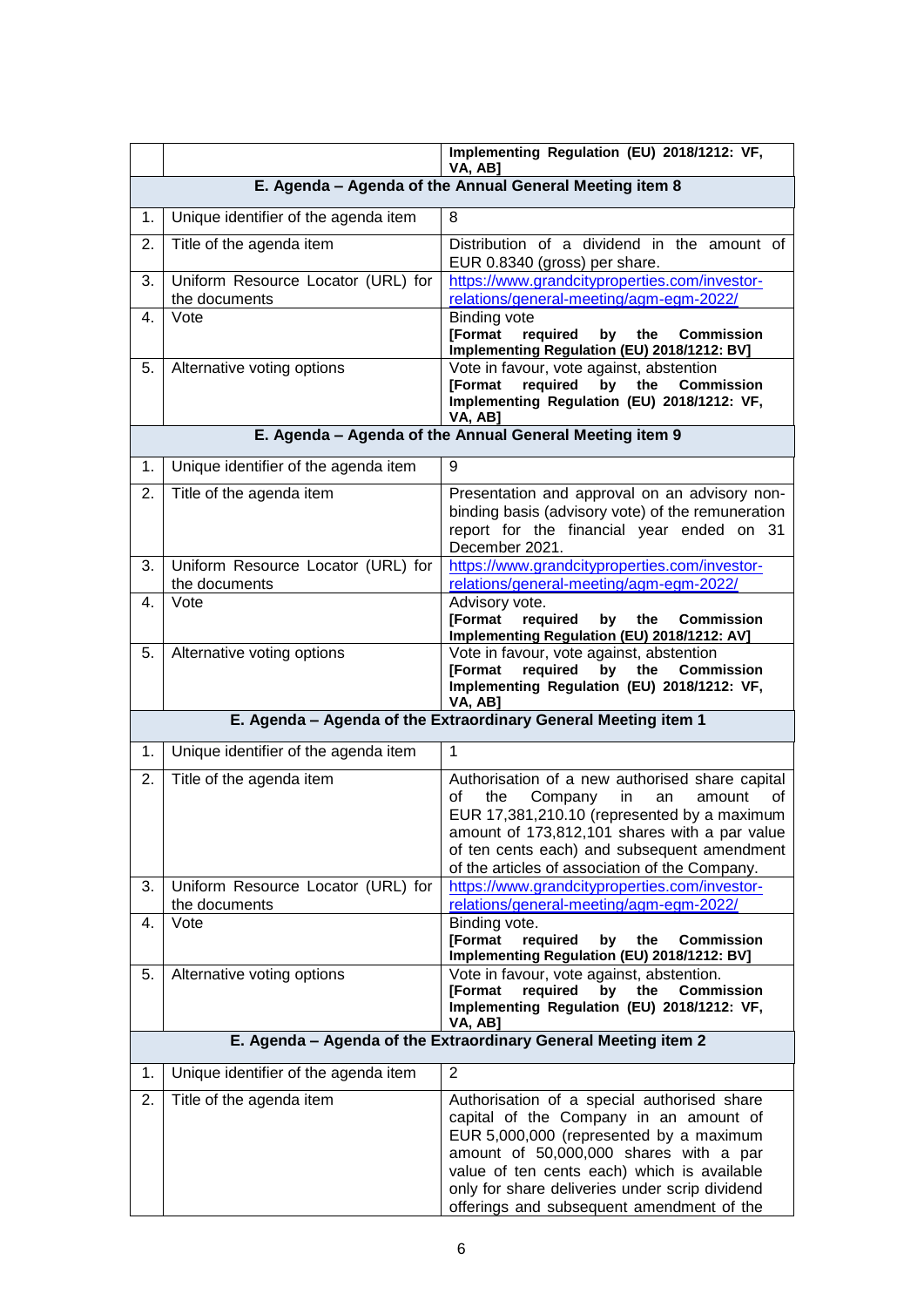| | | |
|---|---|---|
| | | **Implementing Regulation (EU) 2018/1212: VF, VA, AB]** |
| **E. Agenda – Agenda of the Annual General Meeting item 8** | | |
| 1. | Unique identifier of the agenda item | 8 |
| 2. | Title of the agenda item | Distribution of a dividend in the amount of EUR 0.8340 (gross) per share. |
| 3. | Uniform Resource Locator (URL) for the documents | https://www.grandcityproperties.com/investor-relations/general-meeting/agm-egm-2022/ |
| 4. | Vote | Binding vote **[Format required by the Commission Implementing Regulation (EU) 2018/1212: BV]** |
| 5. | Alternative voting options | Vote in favour, vote against, abstention **[Format required by the Commission Implementing Regulation (EU) 2018/1212: VF, VA, AB]** |
| **E. Agenda – Agenda of the Annual General Meeting item 9** | | |
| 1. | Unique identifier of the agenda item | 9 |
| 2. | Title of the agenda item | Presentation and approval on an advisory non-binding basis (advisory vote) of the remuneration report for the financial year ended on 31 December 2021. |
| 3. | Uniform Resource Locator (URL) for the documents | https://www.grandcityproperties.com/investor-relations/general-meeting/agm-egm-2022/ |
| 4. | Vote | Advisory vote. **[Format required by the Commission Implementing Regulation (EU) 2018/1212: AV]** |
| 5. | Alternative voting options | Vote in favour, vote against, abstention **[Format required by the Commission Implementing Regulation (EU) 2018/1212: VF, VA, AB]** |
| **E. Agenda – Agenda of the Extraordinary General Meeting item 1** | | |
| 1. | Unique identifier of the agenda item | 1 |
| 2. | Title of the agenda item | Authorisation of a new authorised share capital of the Company in an amount of EUR 17,381,210.10 (represented by a maximum amount of 173,812,101 shares with a par value of ten cents each) and subsequent amendment of the articles of association of the Company. |
| 3. | Uniform Resource Locator (URL) for the documents | https://www.grandcityproperties.com/investor-relations/general-meeting/agm-egm-2022/ |
| 4. | Vote | Binding vote. **[Format required by the Commission Implementing Regulation (EU) 2018/1212: BV]** |
| 5. | Alternative voting options | Vote in favour, vote against, abstention. **[Format required by the Commission Implementing Regulation (EU) 2018/1212: VF, VA, AB]** |
| **E. Agenda – Agenda of the Extraordinary General Meeting item 2** | | |
| 1. | Unique identifier of the agenda item | 2 |
| 2. | Title of the agenda item | Authorisation of a special authorised share capital of the Company in an amount of EUR 5,000,000 (represented by a maximum amount of 50,000,000 shares with a par value of ten cents each) which is available only for share deliveries under scrip dividend offerings and subsequent amendment of the |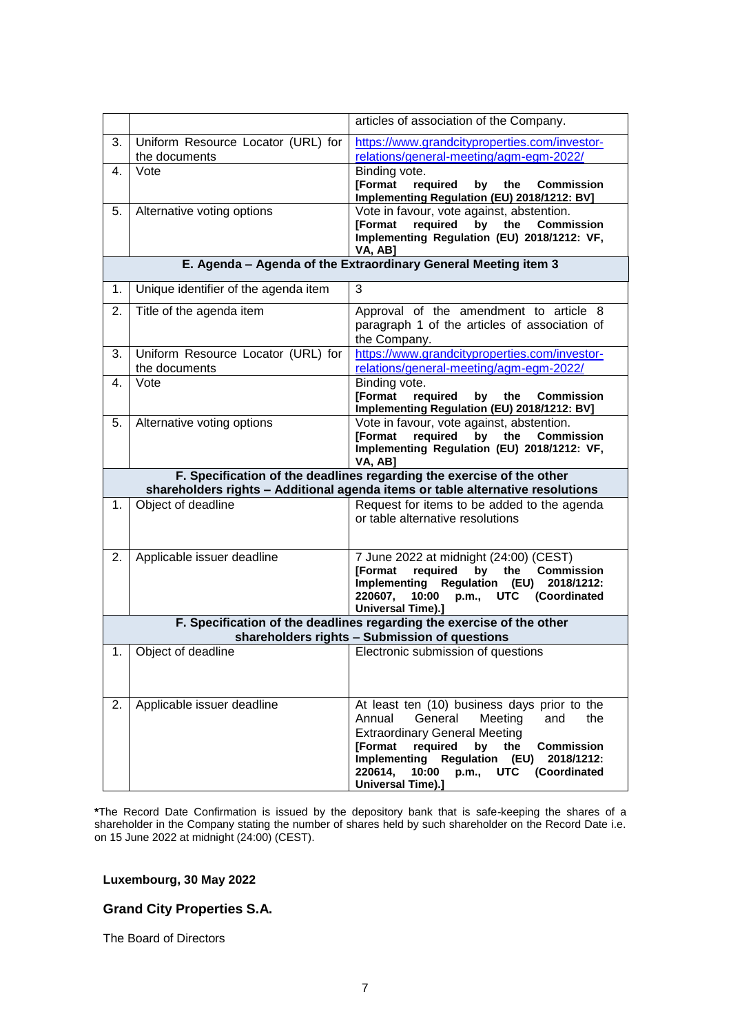| | | |
|---|---|---|
| | | articles of association of the Company. |
| 3. | Uniform Resource Locator (URL) for the documents | https://www.grandcityproperties.com/investor-relations/general-meeting/agm-egm-2022/ |
| 4. | Vote | Binding vote. **[Format required by the Commission Implementing Regulation (EU) 2018/1212: BV]** |
| 5. | Alternative voting options | Vote in favour, vote against, abstention. **[Format required by the Commission Implementing Regulation (EU) 2018/1212: VF, VA, AB]** |
| **E. Agenda – Agenda of the Extraordinary General Meeting item 3** | | |
| 1. | Unique identifier of the agenda item | 3 |
| 2. | Title of the agenda item | Approval of the amendment to article 8 paragraph 1 of the articles of association of the Company. |
| 3. | Uniform Resource Locator (URL) for the documents | https://www.grandcityproperties.com/investor-relations/general-meeting/agm-egm-2022/ |
| 4. | Vote | Binding vote. **[Format required by the Commission Implementing Regulation (EU) 2018/1212: BV]** |
| 5. | Alternative voting options | Vote in favour, vote against, abstention. **[Format required by the Commission Implementing Regulation (EU) 2018/1212: VF, VA, AB]** |
| **F. Specification of the deadlines regarding the exercise of the other shareholders rights – Additional agenda items or table alternative resolutions** | | |
| 1. | Object of deadline | Request for items to be added to the agenda or table alternative resolutions |
| 2. | Applicable issuer deadline | 7 June 2022 at midnight (24:00) (CEST) **[Format required by the Commission Implementing Regulation (EU) 2018/1212: 220607, 10:00 p.m., UTC (Coordinated Universal Time).]** |
| **F. Specification of the deadlines regarding the exercise of the other shareholders rights – Submission of questions** | | |
| 1. | Object of deadline | Electronic submission of questions |
| 2. | Applicable issuer deadline | At least ten (10) business days prior to the Annual General Meeting and the Extraordinary General Meeting **[Format required by the Commission Implementing Regulation (EU) 2018/1212: 220614, 10:00 p.m., UTC (Coordinated Universal Time).]** |

**\***The Record Date Confirmation is issued by the depository bank that is safe-keeping the shares of a shareholder in the Company stating the number of shares held by such shareholder on the Record Date i.e. on 15 June 2022 at midnight (24:00) (CEST).

**Luxembourg, 30 May 2022**

**Grand City Properties S.A.**

The Board of Directors